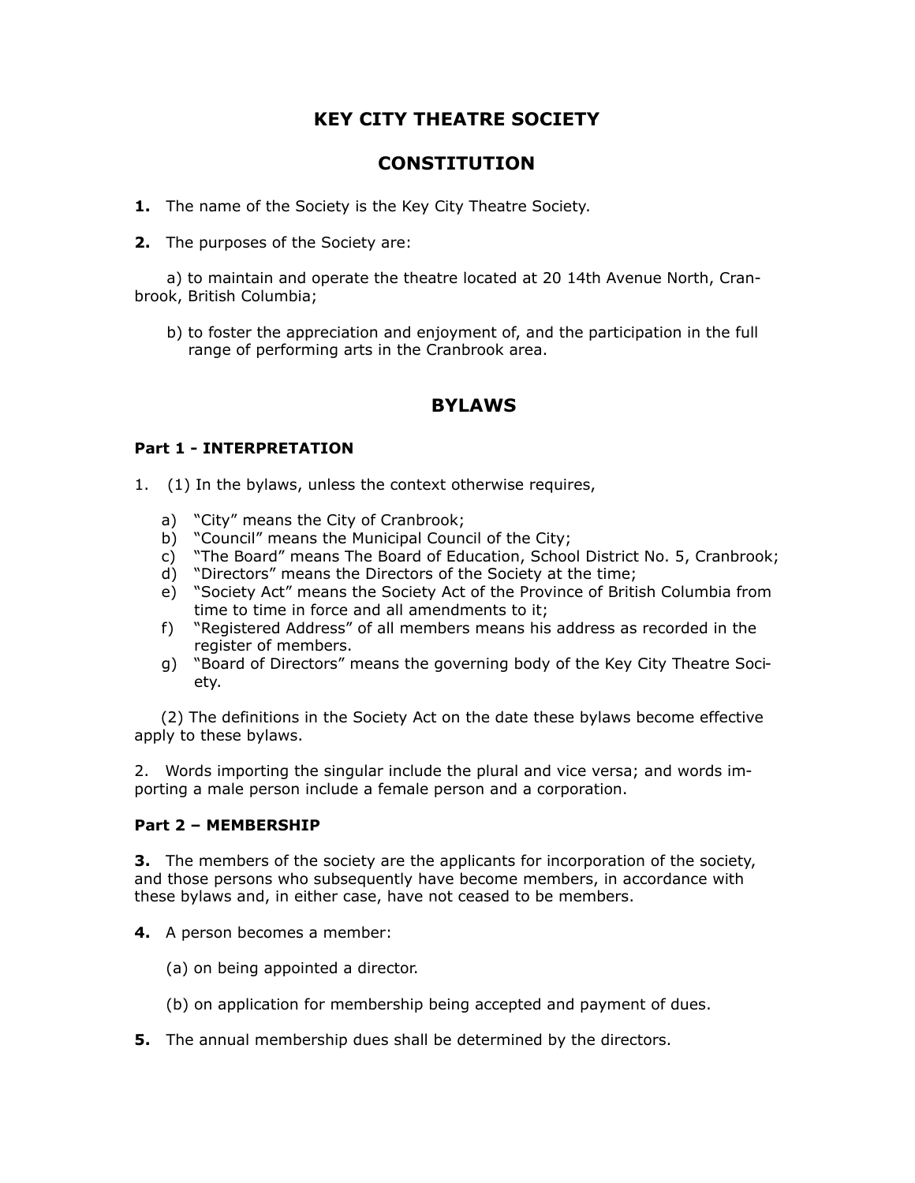# KEY CITY THEATRE SOCIETY

# CONSTITUTION

**1.** The name of the Society is the Key City Theatre Society.

**2.** The purposes of the Society are:

a) to maintain and operate the theatre located at 20 14th Avenue North, Cranbrook, British Columbia;

b) to foster the appreciation and enjoyment of, and the participation in the full range of performing arts in the Cranbrook area.

# BYLAWS

### Part 1 - INTERPRETATION

1. (1) In the bylaws, unless the context otherwise requires,

   a) "City" means the City of Cranbrook;
   b) "Council" means the Municipal Council of the City;
   c) "The Board" means The Board of Education, School District No. 5, Cranbrook;
   d) "Directors" means the Directors of the Society at the time;
   e) "Society Act" means the Society Act of the Province of British Columbia from time to time in force and all amendments to it;
   f) "Registered Address" of all members means his address as recorded in the register of members.
   g) "Board of Directors" means the governing body of the Key City Theatre Society.

   (2) The definitions in the Society Act on the date these bylaws become effective apply to these bylaws.

2. Words importing the singular include the plural and vice versa; and words importing a male person include a female person and a corporation.

### Part 2 – MEMBERSHIP

**3.** The members of the society are the applicants for incorporation of the society, and those persons who subsequently have become members, in accordance with these bylaws and, in either case, have not ceased to be members.

**4.** A person becomes a member:

(a) on being appointed a director.

(b) on application for membership being accepted and payment of dues.

**5.** The annual membership dues shall be determined by the directors.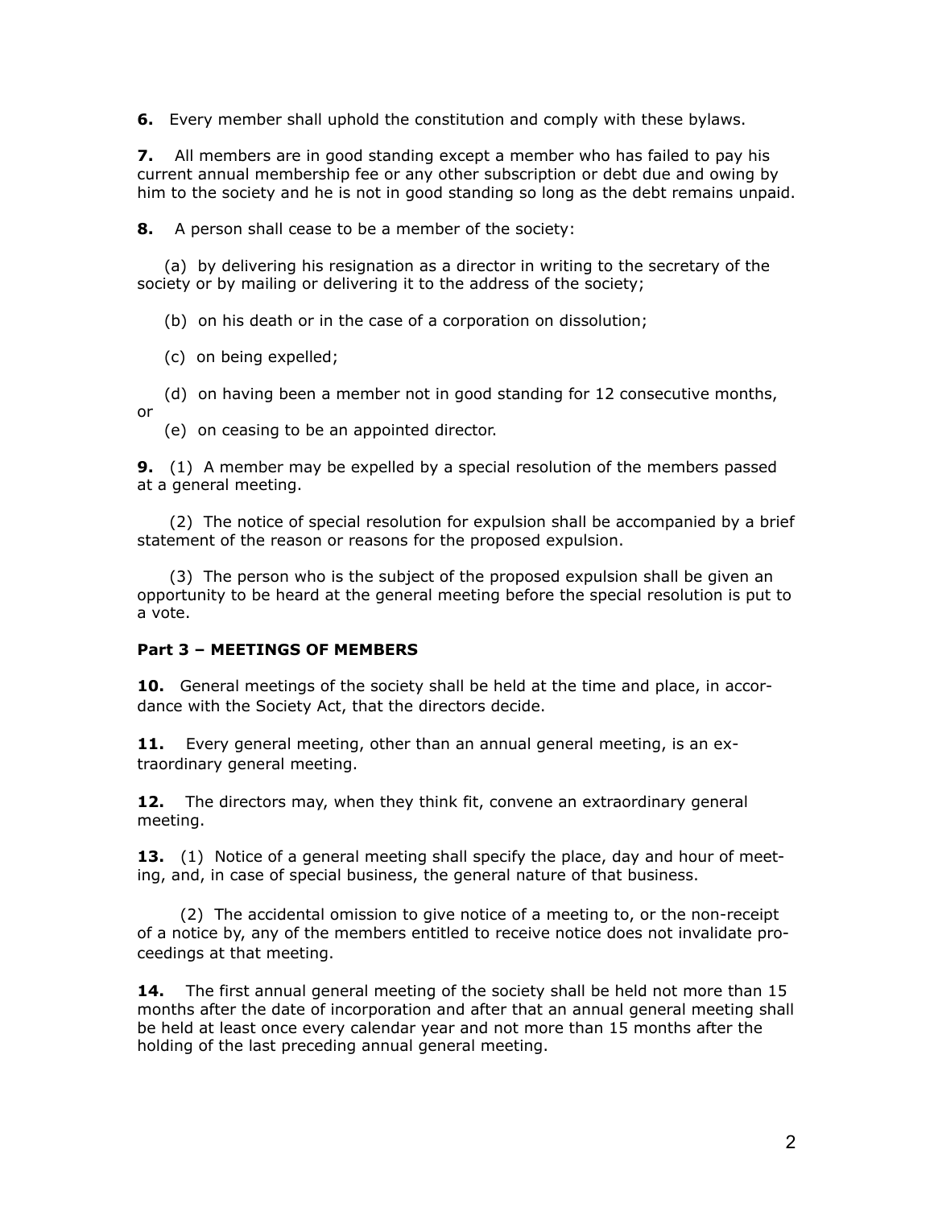**6.** Every member shall uphold the constitution and comply with these bylaws.

**7.** All members are in good standing except a member who has failed to pay his current annual membership fee or any other subscription or debt due and owing by him to the society and he is not in good standing so long as the debt remains unpaid.

**8.** A person shall cease to be a member of the society:

(a) by delivering his resignation as a director in writing to the secretary of the society or by mailing or delivering it to the address of the society;

(b) on his death or in the case of a corporation on dissolution;

(c) on being expelled;

(d) on having been a member not in good standing for 12 consecutive months, or

(e) on ceasing to be an appointed director.

**9.** (1) A member may be expelled by a special resolution of the members passed at a general meeting.

(2) The notice of special resolution for expulsion shall be accompanied by a brief statement of the reason or reasons for the proposed expulsion.

(3) The person who is the subject of the proposed expulsion shall be given an opportunity to be heard at the general meeting before the special resolution is put to a vote.

**Part 3 – MEETINGS OF MEMBERS**

**10.** General meetings of the society shall be held at the time and place, in accordance with the Society Act, that the directors decide.

**11.** Every general meeting, other than an annual general meeting, is an extraordinary general meeting.

**12.** The directors may, when they think fit, convene an extraordinary general meeting.

**13.** (1) Notice of a general meeting shall specify the place, day and hour of meeting, and, in case of special business, the general nature of that business.

(2) The accidental omission to give notice of a meeting to, or the non-receipt of a notice by, any of the members entitled to receive notice does not invalidate proceedings at that meeting.

**14.** The first annual general meeting of the society shall be held not more than 15 months after the date of incorporation and after that an annual general meeting shall be held at least once every calendar year and not more than 15 months after the holding of the last preceding annual general meeting.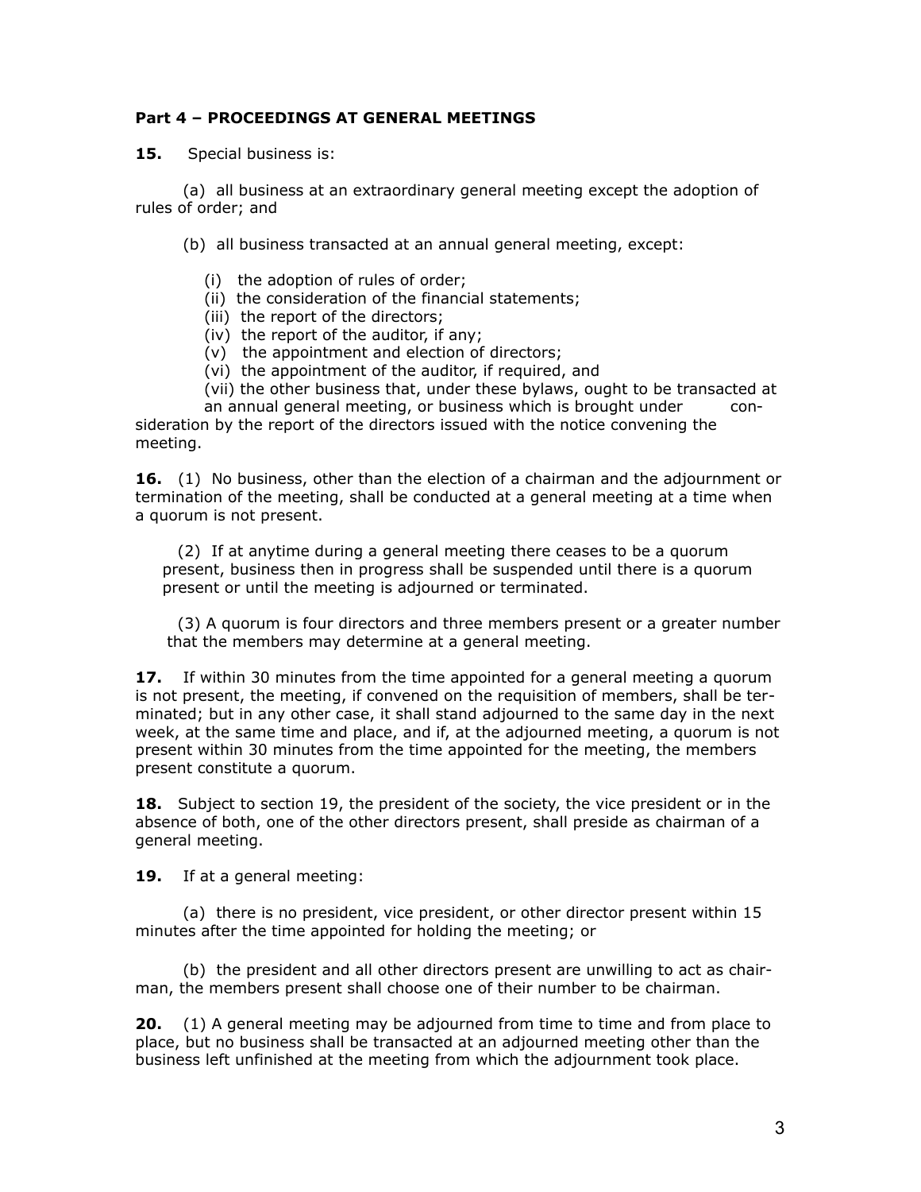**Part 4 – PROCEEDINGS AT GENERAL MEETINGS**

**15.** Special business is:

(a) all business at an extraordinary general meeting except the adoption of rules of order; and

(b) all business transacted at an annual general meeting, except:

(i) the adoption of rules of order;
(ii) the consideration of the financial statements;
(iii) the report of the directors;
(iv) the report of the auditor, if any;
(v) the appointment and election of directors;
(vi) the appointment of the auditor, if required, and
(vii) the other business that, under these bylaws, ought to be transacted at an annual general meeting, or business which is brought under consideration by the report of the directors issued with the notice convening the meeting.

**16.** (1) No business, other than the election of a chairman and the adjournment or termination of the meeting, shall be conducted at a general meeting at a time when a quorum is not present.

(2) If at anytime during a general meeting there ceases to be a quorum present, business then in progress shall be suspended until there is a quorum present or until the meeting is adjourned or terminated.

(3) A quorum is four directors and three members present or a greater number that the members may determine at a general meeting.

**17.** If within 30 minutes from the time appointed for a general meeting a quorum is not present, the meeting, if convened on the requisition of members, shall be terminated; but in any other case, it shall stand adjourned to the same day in the next week, at the same time and place, and if, at the adjourned meeting, a quorum is not present within 30 minutes from the time appointed for the meeting, the members present constitute a quorum.

**18.** Subject to section 19, the president of the society, the vice president or in the absence of both, one of the other directors present, shall preside as chairman of a general meeting.

**19.** If at a general meeting:

(a) there is no president, vice president, or other director present within 15 minutes after the time appointed for holding the meeting; or

(b) the president and all other directors present are unwilling to act as chairman, the members present shall choose one of their number to be chairman.

**20.** (1) A general meeting may be adjourned from time to time and from place to place, but no business shall be transacted at an adjourned meeting other than the business left unfinished at the meeting from which the adjournment took place.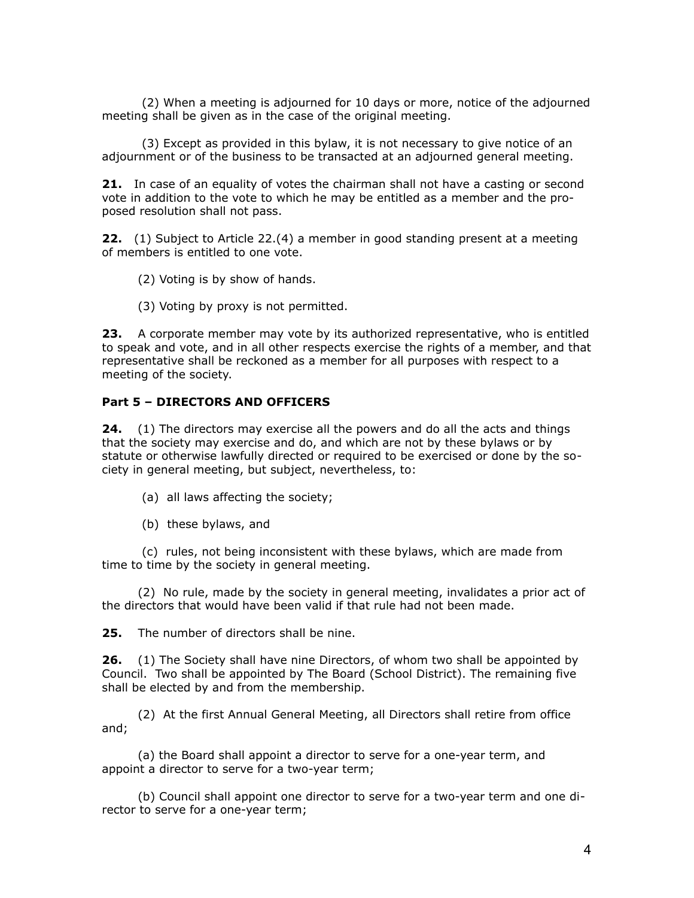(2) When a meeting is adjourned for 10 days or more, notice of the adjourned meeting shall be given as in the case of the original meeting.

(3) Except as provided in this bylaw, it is not necessary to give notice of an adjournment or of the business to be transacted at an adjourned general meeting.

**21.** In case of an equality of votes the chairman shall not have a casting or second vote in addition to the vote to which he may be entitled as a member and the proposed resolution shall not pass.

**22.** (1) Subject to Article 22.(4) a member in good standing present at a meeting of members is entitled to one vote.

(2) Voting is by show of hands.

(3) Voting by proxy is not permitted.

**23.** A corporate member may vote by its authorized representative, who is entitled to speak and vote, and in all other respects exercise the rights of a member, and that representative shall be reckoned as a member for all purposes with respect to a meeting of the society.

**Part 5 – DIRECTORS AND OFFICERS**

**24.** (1) The directors may exercise all the powers and do all the acts and things that the society may exercise and do, and which are not by these bylaws or by statute or otherwise lawfully directed or required to be exercised or done by the society in general meeting, but subject, nevertheless, to:

(a) all laws affecting the society;

(b) these bylaws, and

(c) rules, not being inconsistent with these bylaws, which are made from time to time by the society in general meeting.

(2) No rule, made by the society in general meeting, invalidates a prior act of the directors that would have been valid if that rule had not been made.

**25.** The number of directors shall be nine.

**26.** (1) The Society shall have nine Directors, of whom two shall be appointed by Council. Two shall be appointed by The Board (School District). The remaining five shall be elected by and from the membership.

(2) At the first Annual General Meeting, all Directors shall retire from office and;

(a) the Board shall appoint a director to serve for a one-year term, and appoint a director to serve for a two-year term;

(b) Council shall appoint one director to serve for a two-year term and one director to serve for a one-year term;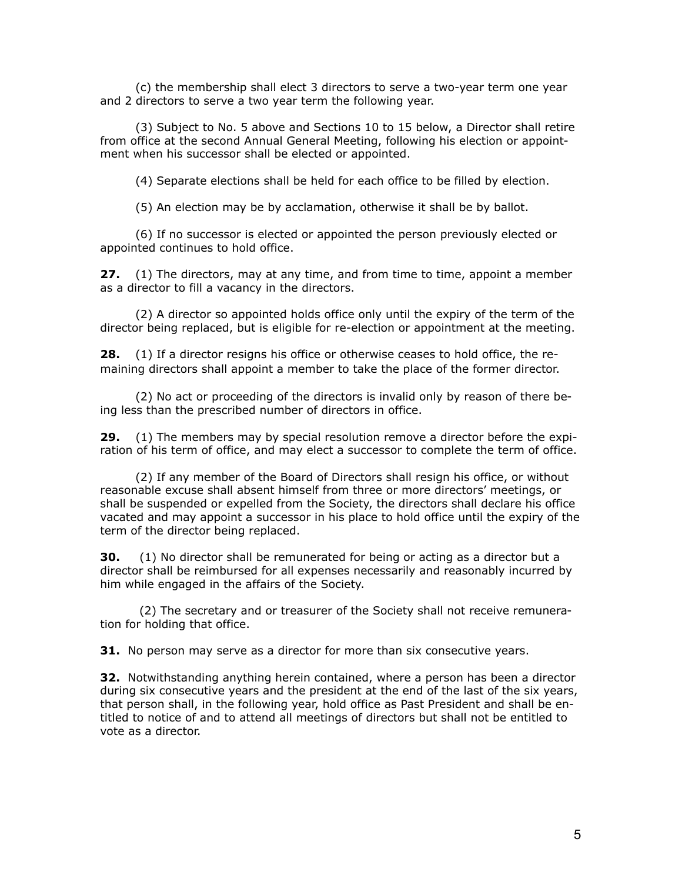(c) the membership shall elect 3 directors to serve a two-year term one year and 2 directors to serve a two year term the following year.

(3) Subject to No. 5 above and Sections 10 to 15 below, a Director shall retire from office at the second Annual General Meeting, following his election or appointment when his successor shall be elected or appointed.

(4) Separate elections shall be held for each office to be filled by election.

(5) An election may be by acclamation, otherwise it shall be by ballot.

(6) If no successor is elected or appointed the person previously elected or appointed continues to hold office.

**27.** (1) The directors, may at any time, and from time to time, appoint a member as a director to fill a vacancy in the directors.

(2) A director so appointed holds office only until the expiry of the term of the director being replaced, but is eligible for re-election or appointment at the meeting.

**28.** (1) If a director resigns his office or otherwise ceases to hold office, the remaining directors shall appoint a member to take the place of the former director.

(2) No act or proceeding of the directors is invalid only by reason of there being less than the prescribed number of directors in office.

**29.** (1) The members may by special resolution remove a director before the expiration of his term of office, and may elect a successor to complete the term of office.

(2) If any member of the Board of Directors shall resign his office, or without reasonable excuse shall absent himself from three or more directors' meetings, or shall be suspended or expelled from the Society, the directors shall declare his office vacated and may appoint a successor in his place to hold office until the expiry of the term of the director being replaced.

**30.** (1) No director shall be remunerated for being or acting as a director but a director shall be reimbursed for all expenses necessarily and reasonably incurred by him while engaged in the affairs of the Society.

(2) The secretary and or treasurer of the Society shall not receive remuneration for holding that office.

**31.** No person may serve as a director for more than six consecutive years.

**32.** Notwithstanding anything herein contained, where a person has been a director during six consecutive years and the president at the end of the last of the six years, that person shall, in the following year, hold office as Past President and shall be entitled to notice of and to attend all meetings of directors but shall not be entitled to vote as a director.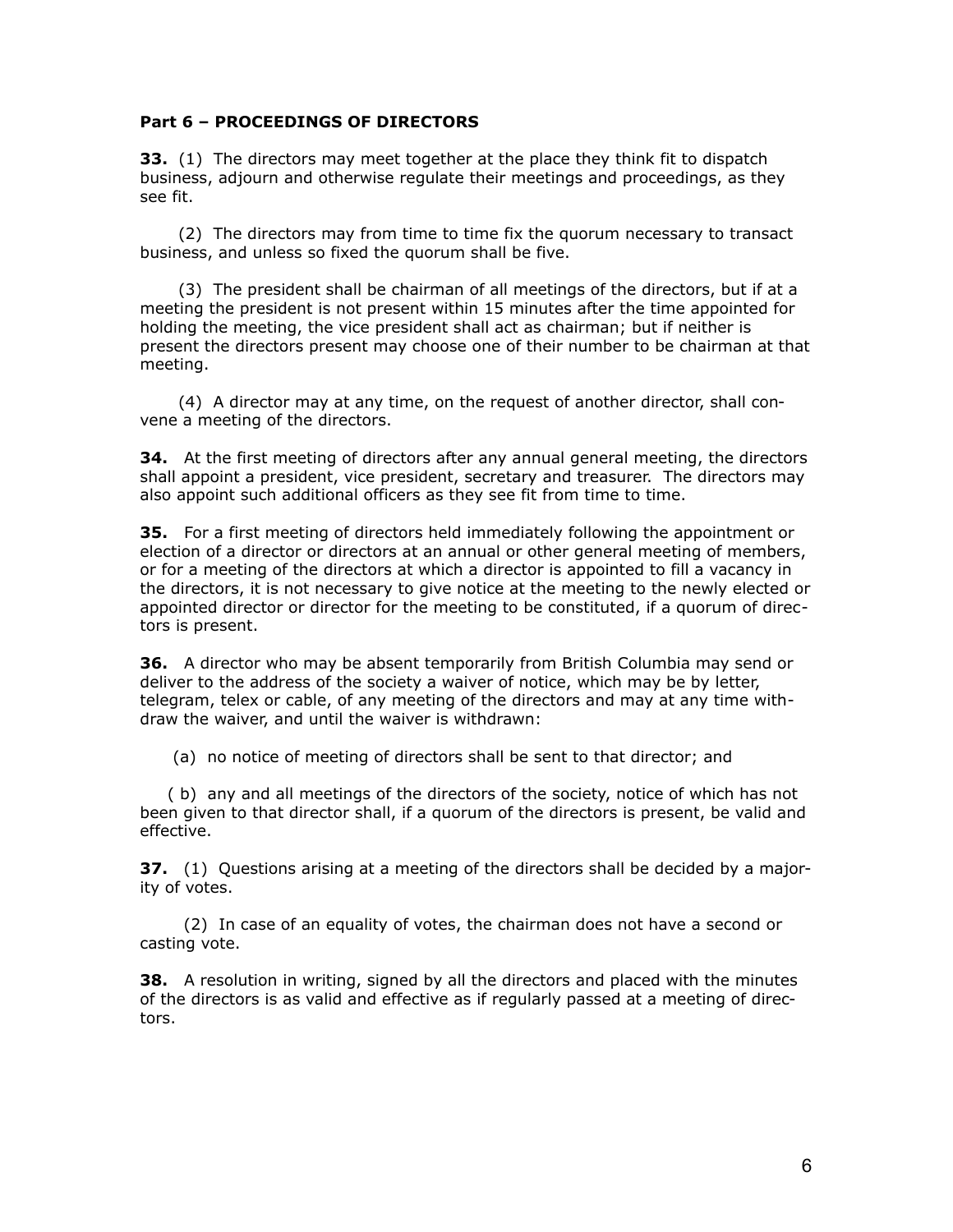**Part 6 – PROCEEDINGS OF DIRECTORS**

**33.** (1) The directors may meet together at the place they think fit to dispatch business, adjourn and otherwise regulate their meetings and proceedings, as they see fit.

(2) The directors may from time to time fix the quorum necessary to transact business, and unless so fixed the quorum shall be five.

(3) The president shall be chairman of all meetings of the directors, but if at a meeting the president is not present within 15 minutes after the time appointed for holding the meeting, the vice president shall act as chairman; but if neither is present the directors present may choose one of their number to be chairman at that meeting.

(4) A director may at any time, on the request of another director, shall convene a meeting of the directors.

**34.** At the first meeting of directors after any annual general meeting, the directors shall appoint a president, vice president, secretary and treasurer. The directors may also appoint such additional officers as they see fit from time to time.

**35.** For a first meeting of directors held immediately following the appointment or election of a director or directors at an annual or other general meeting of members, or for a meeting of the directors at which a director is appointed to fill a vacancy in the directors, it is not necessary to give notice at the meeting to the newly elected or appointed director or director for the meeting to be constituted, if a quorum of directors is present.

**36.** A director who may be absent temporarily from British Columbia may send or deliver to the address of the society a waiver of notice, which may be by letter, telegram, telex or cable, of any meeting of the directors and may at any time withdraw the waiver, and until the waiver is withdrawn:

(a) no notice of meeting of directors shall be sent to that director; and

( b) any and all meetings of the directors of the society, notice of which has not been given to that director shall, if a quorum of the directors is present, be valid and effective.

**37.** (1) Questions arising at a meeting of the directors shall be decided by a majority of votes.

(2) In case of an equality of votes, the chairman does not have a second or casting vote.

**38.** A resolution in writing, signed by all the directors and placed with the minutes of the directors is as valid and effective as if regularly passed at a meeting of directors.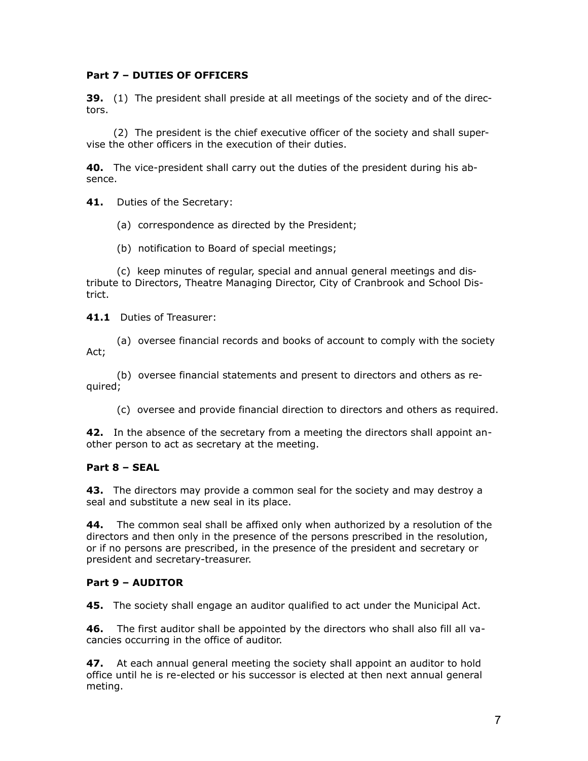### Part 7 – DUTIES OF OFFICERS

**39.** (1) The president shall preside at all meetings of the society and of the directors.

(2) The president is the chief executive officer of the society and shall supervise the other officers in the execution of their duties.

**40.** The vice-president shall carry out the duties of the president during his absence.

**41.** Duties of the Secretary:

(a) correspondence as directed by the President;

(b) notification to Board of special meetings;

(c) keep minutes of regular, special and annual general meetings and distribute to Directors, Theatre Managing Director, City of Cranbrook and School District.

**41.1** Duties of Treasurer:

(a) oversee financial records and books of account to comply with the society Act;

(b) oversee financial statements and present to directors and others as required;

(c) oversee and provide financial direction to directors and others as required.

**42.** In the absence of the secretary from a meeting the directors shall appoint another person to act as secretary at the meeting.

### Part 8 – SEAL

**43.** The directors may provide a common seal for the society and may destroy a seal and substitute a new seal in its place.

**44.** The common seal shall be affixed only when authorized by a resolution of the directors and then only in the presence of the persons prescribed in the resolution, or if no persons are prescribed, in the presence of the president and secretary or president and secretary-treasurer.

### Part 9 – AUDITOR

**45.** The society shall engage an auditor qualified to act under the Municipal Act.

**46.** The first auditor shall be appointed by the directors who shall also fill all vacancies occurring in the office of auditor.

**47.** At each annual general meeting the society shall appoint an auditor to hold office until he is re-elected or his successor is elected at then next annual general meting.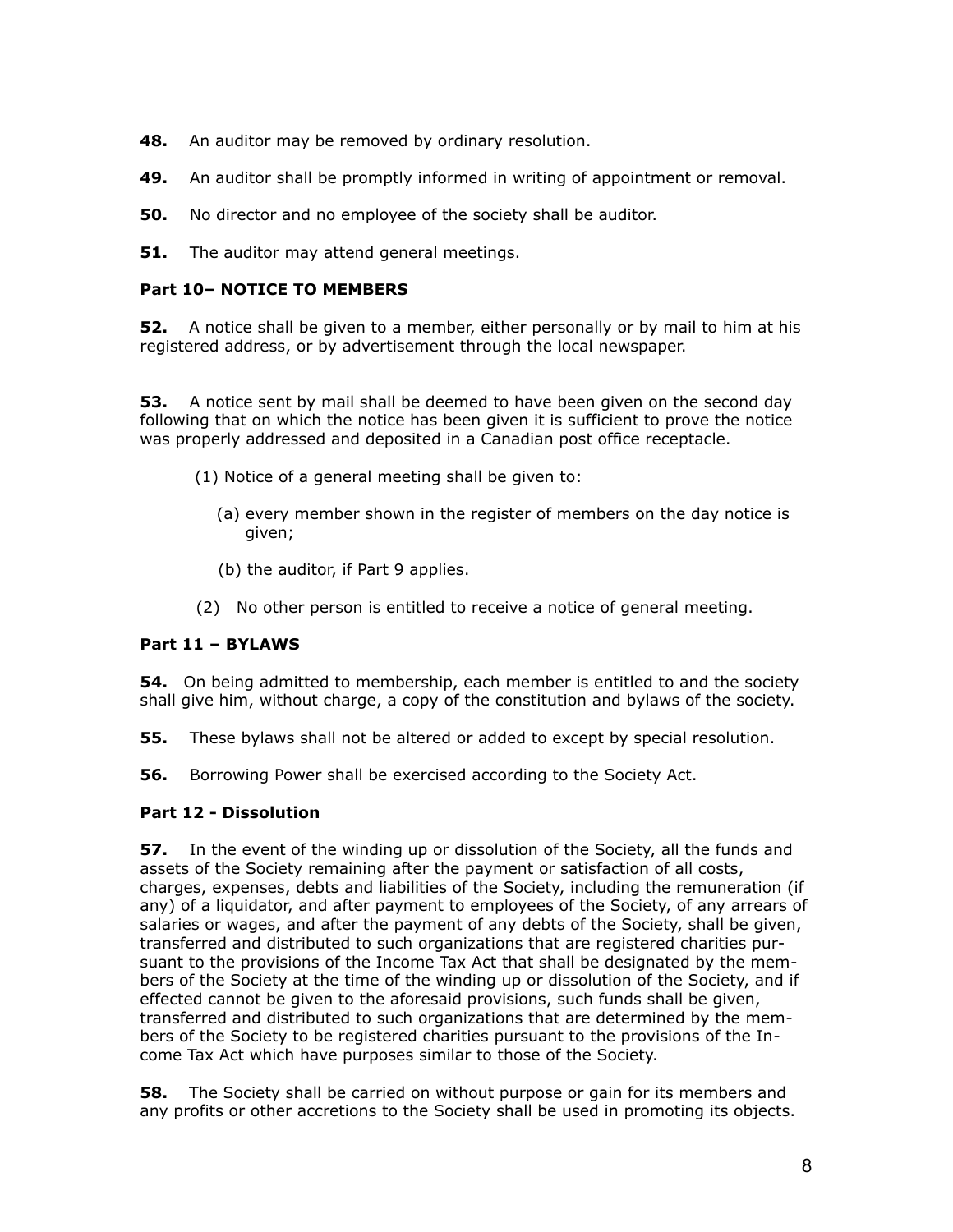**48.** An auditor may be removed by ordinary resolution.

**49.** An auditor shall be promptly informed in writing of appointment or removal.

**50.** No director and no employee of the society shall be auditor.

**51.** The auditor may attend general meetings.

### Part 10– NOTICE TO MEMBERS

**52.** A notice shall be given to a member, either personally or by mail to him at his registered address, or by advertisement through the local newspaper.

**53.** A notice sent by mail shall be deemed to have been given on the second day following that on which the notice has been given it is sufficient to prove the notice was properly addressed and deposited in a Canadian post office receptacle.

(1) Notice of a general meeting shall be given to:

(a) every member shown in the register of members on the day notice is given;

(b) the auditor, if Part 9 applies.

(2) No other person is entitled to receive a notice of general meeting.

### Part 11 – BYLAWS

**54.** On being admitted to membership, each member is entitled to and the society shall give him, without charge, a copy of the constitution and bylaws of the society.

**55.** These bylaws shall not be altered or added to except by special resolution.

**56.** Borrowing Power shall be exercised according to the Society Act.

### Part 12 - Dissolution

**57.** In the event of the winding up or dissolution of the Society, all the funds and assets of the Society remaining after the payment or satisfaction of all costs, charges, expenses, debts and liabilities of the Society, including the remuneration (if any) of a liquidator, and after payment to employees of the Society, of any arrears of salaries or wages, and after the payment of any debts of the Society, shall be given, transferred and distributed to such organizations that are registered charities pursuant to the provisions of the Income Tax Act that shall be designated by the members of the Society at the time of the winding up or dissolution of the Society, and if effected cannot be given to the aforesaid provisions, such funds shall be given, transferred and distributed to such organizations that are determined by the members of the Society to be registered charities pursuant to the provisions of the Income Tax Act which have purposes similar to those of the Society.

**58.** The Society shall be carried on without purpose or gain for its members and any profits or other accretions to the Society shall be used in promoting its objects.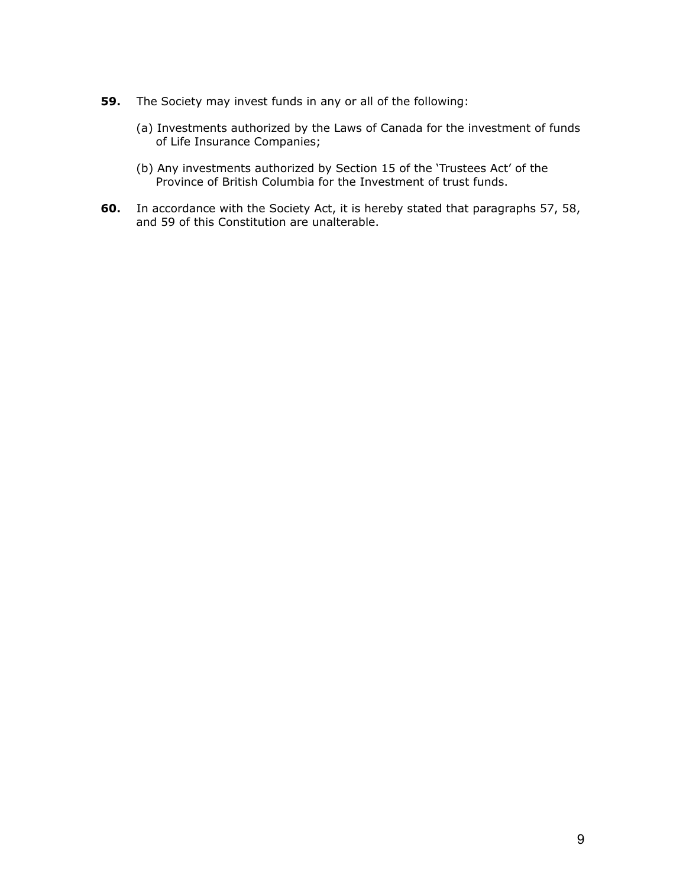**59.** The Society may invest funds in any or all of the following:

(a) Investments authorized by the Laws of Canada for the investment of funds of Life Insurance Companies;

(b) Any investments authorized by Section 15 of the 'Trustees Act' of the Province of British Columbia for the Investment of trust funds.

**60.** In accordance with the Society Act, it is hereby stated that paragraphs 57, 58, and 59 of this Constitution are unalterable.